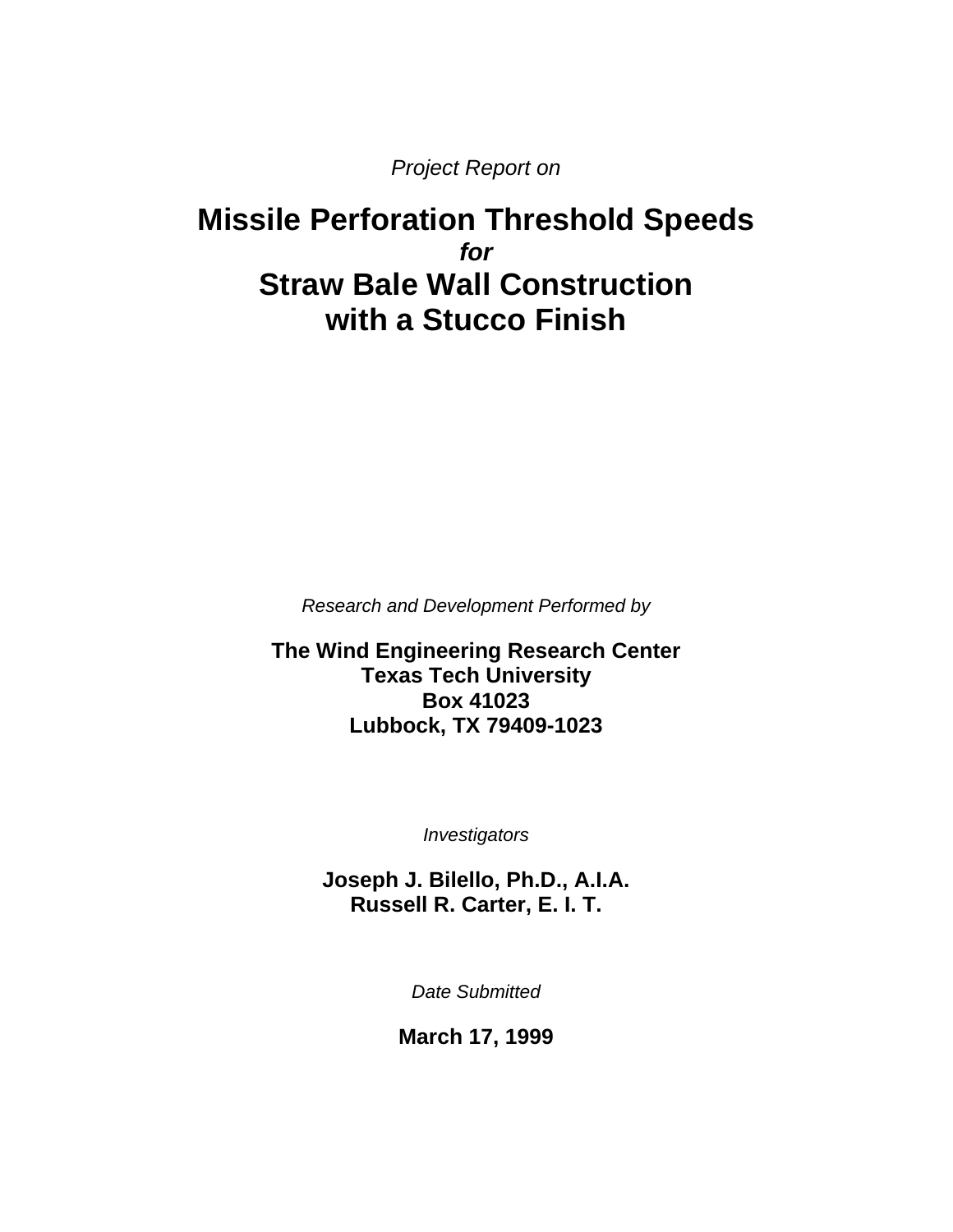*Project Report on*

# Missile Perforation Threshold Speeds *for* Straw Bale Wall Construction with a Stucco Finish

*Research and Development Performed by*

**The Wind Engineering Research Center**
**Texas Tech University**
**Box 41023**
**Lubbock, TX 79409-1023**

*Investigators*

**Joseph J. Bilello, Ph.D., A.I.A.**
**Russell R. Carter, E. I. T.**

*Date Submitted*

**March 17, 1999**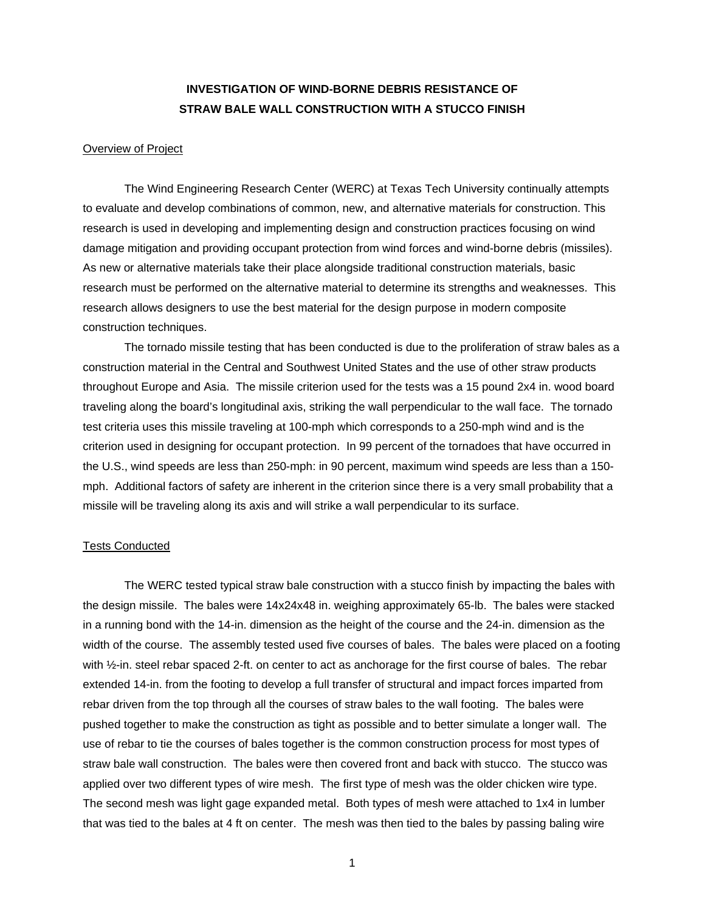# INVESTIGATION OF WIND-BORNE DEBRIS RESISTANCE OF STRAW BALE WALL CONSTRUCTION WITH A STUCCO FINISH

## Overview of Project

The Wind Engineering Research Center (WERC) at Texas Tech University continually attempts to evaluate and develop combinations of common, new, and alternative materials for construction. This research is used in developing and implementing design and construction practices focusing on wind damage mitigation and providing occupant protection from wind forces and wind-borne debris (missiles). As new or alternative materials take their place alongside traditional construction materials, basic research must be performed on the alternative material to determine its strengths and weaknesses. This research allows designers to use the best material for the design purpose in modern composite construction techniques.

The tornado missile testing that has been conducted is due to the proliferation of straw bales as a construction material in the Central and Southwest United States and the use of other straw products throughout Europe and Asia. The missile criterion used for the tests was a 15 pound 2x4 in. wood board traveling along the board's longitudinal axis, striking the wall perpendicular to the wall face. The tornado test criteria uses this missile traveling at 100-mph which corresponds to a 250-mph wind and is the criterion used in designing for occupant protection. In 99 percent of the tornadoes that have occurred in the U.S., wind speeds are less than 250-mph: in 90 percent, maximum wind speeds are less than a 150-mph. Additional factors of safety are inherent in the criterion since there is a very small probability that a missile will be traveling along its axis and will strike a wall perpendicular to its surface.

## Tests Conducted

The WERC tested typical straw bale construction with a stucco finish by impacting the bales with the design missile. The bales were 14x24x48 in. weighing approximately 65-lb. The bales were stacked in a running bond with the 14-in. dimension as the height of the course and the 24-in. dimension as the width of the course. The assembly tested used five courses of bales. The bales were placed on a footing with ½-in. steel rebar spaced 2-ft. on center to act as anchorage for the first course of bales. The rebar extended 14-in. from the footing to develop a full transfer of structural and impact forces imparted from rebar driven from the top through all the courses of straw bales to the wall footing. The bales were pushed together to make the construction as tight as possible and to better simulate a longer wall. The use of rebar to tie the courses of bales together is the common construction process for most types of straw bale wall construction. The bales were then covered front and back with stucco. The stucco was applied over two different types of wire mesh. The first type of mesh was the older chicken wire type. The second mesh was light gage expanded metal. Both types of mesh were attached to 1x4 in lumber that was tied to the bales at 4 ft on center. The mesh was then tied to the bales by passing baling wire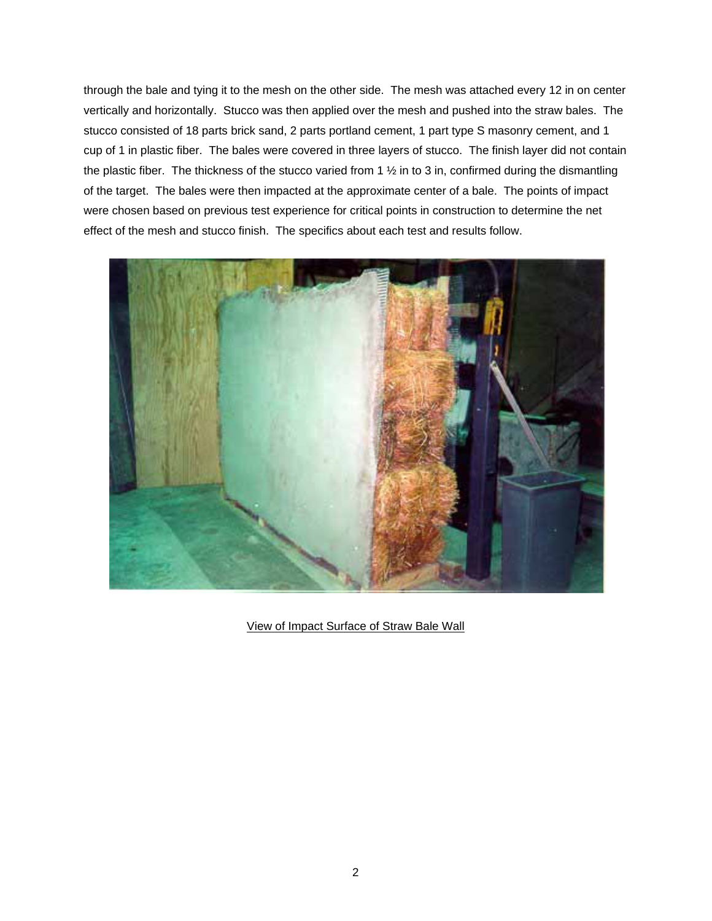through the bale and tying it to the mesh on the other side. The mesh was attached every 12 in on center vertically and horizontally. Stucco was then applied over the mesh and pushed into the straw bales. The stucco consisted of 18 parts brick sand, 2 parts portland cement, 1 part type S masonry cement, and 1 cup of 1 in plastic fiber. The bales were covered in three layers of stucco. The finish layer did not contain the plastic fiber. The thickness of the stucco varied from 1 ½ in to 3 in, confirmed during the dismantling of the target. The bales were then impacted at the approximate center of a bale. The points of impact were chosen based on previous test experience for critical points in construction to determine the net effect of the mesh and stucco finish. The specifics about each test and results follow.

View of Impact Surface of Straw Bale Wall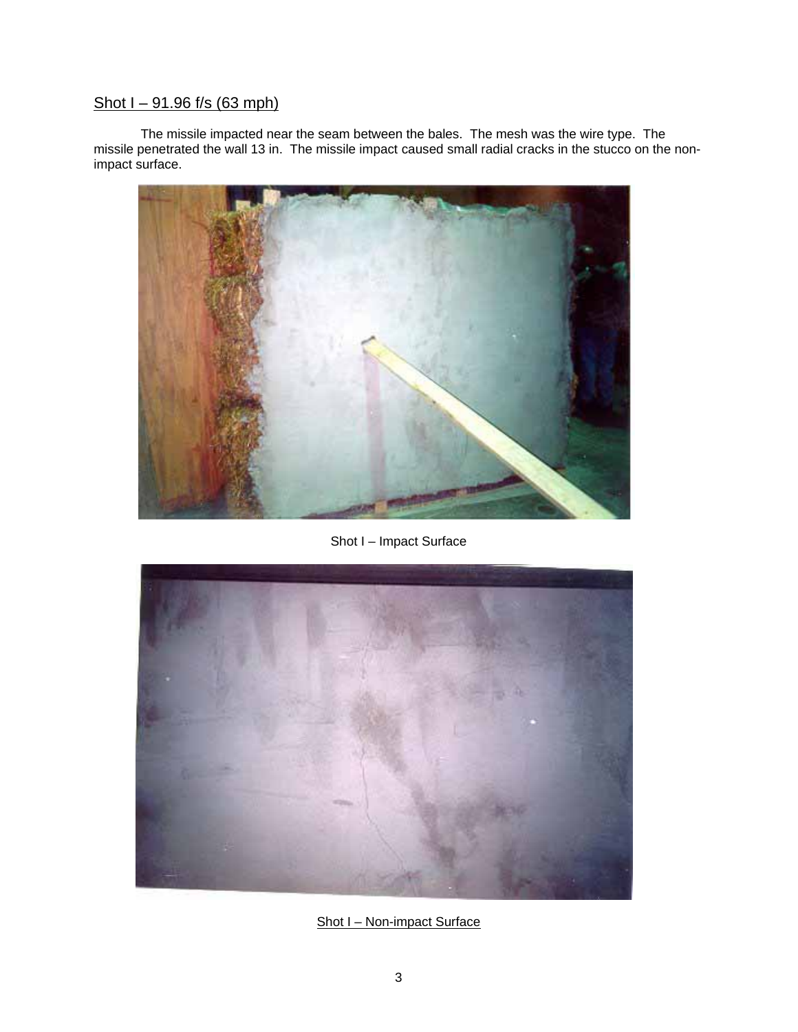Shot I – 91.96 f/s (63 mph)

The missile impacted near the seam between the bales. The mesh was the wire type. The missile penetrated the wall 13 in. The missile impact caused small radial cracks in the stucco on the non-impact surface.

Shot I – Impact Surface

Shot I – Non-impact Surface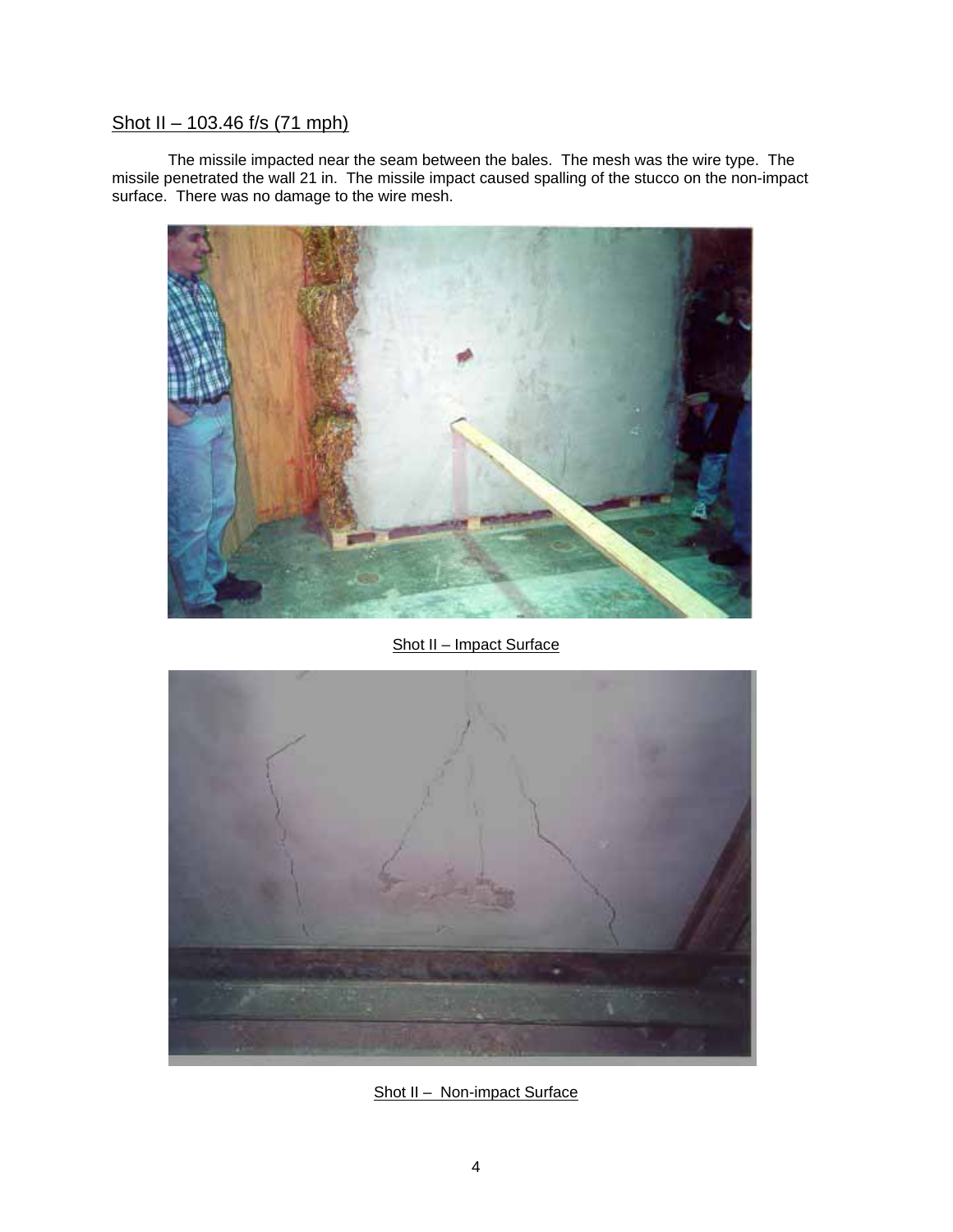## Shot II – 103.46 f/s (71 mph)

The missile impacted near the seam between the bales. The mesh was the wire type. The missile penetrated the wall 21 in. The missile impact caused spalling of the stucco on the non-impact surface. There was no damage to the wire mesh.

Shot II – Impact Surface

Shot II – Non-impact Surface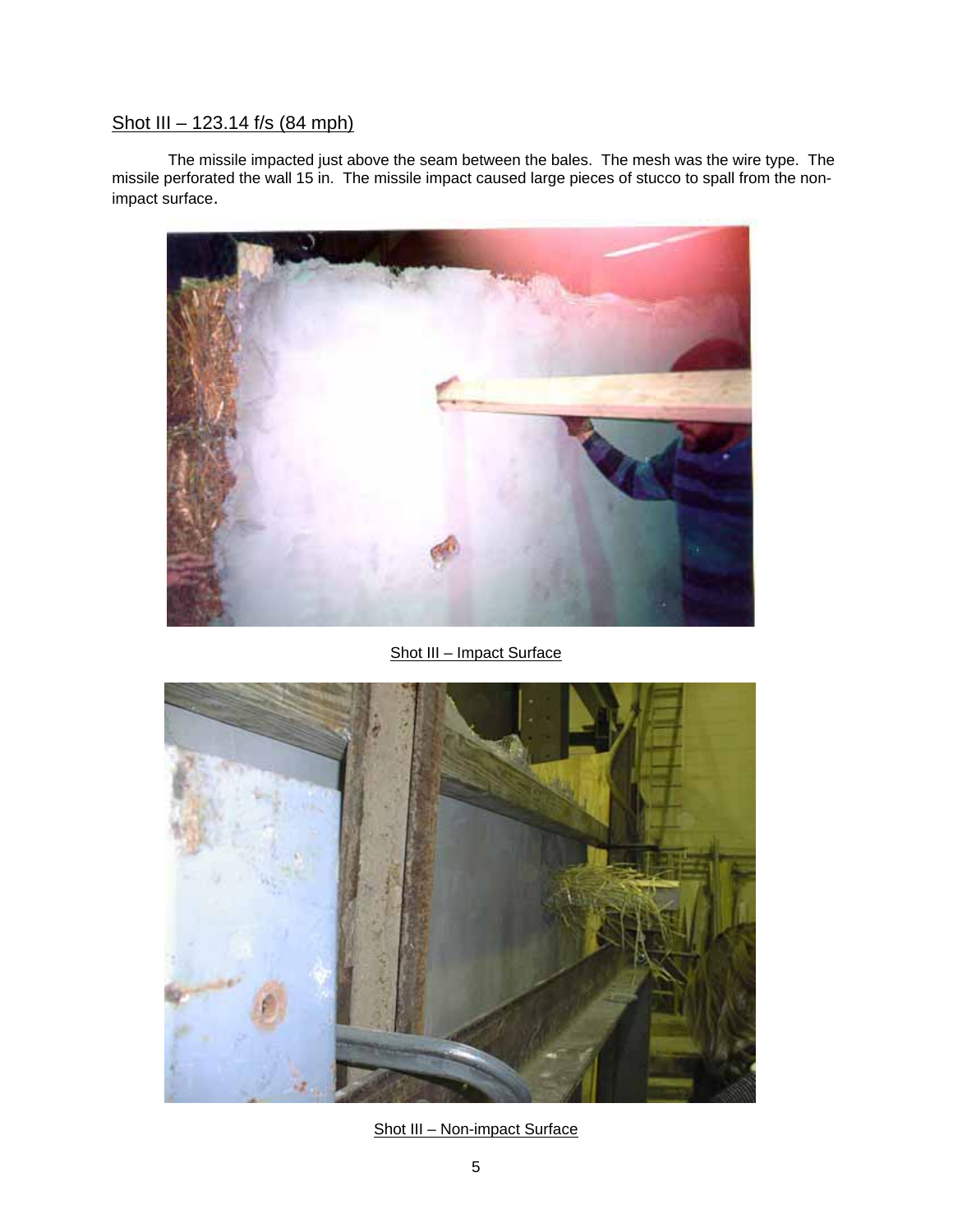## Shot III – 123.14 f/s (84 mph)

The missile impacted just above the seam between the bales. The mesh was the wire type. The missile perforated the wall 15 in. The missile impact caused large pieces of stucco to spall from the non-impact surface.

Shot III – Impact Surface

Shot III – Non-impact Surface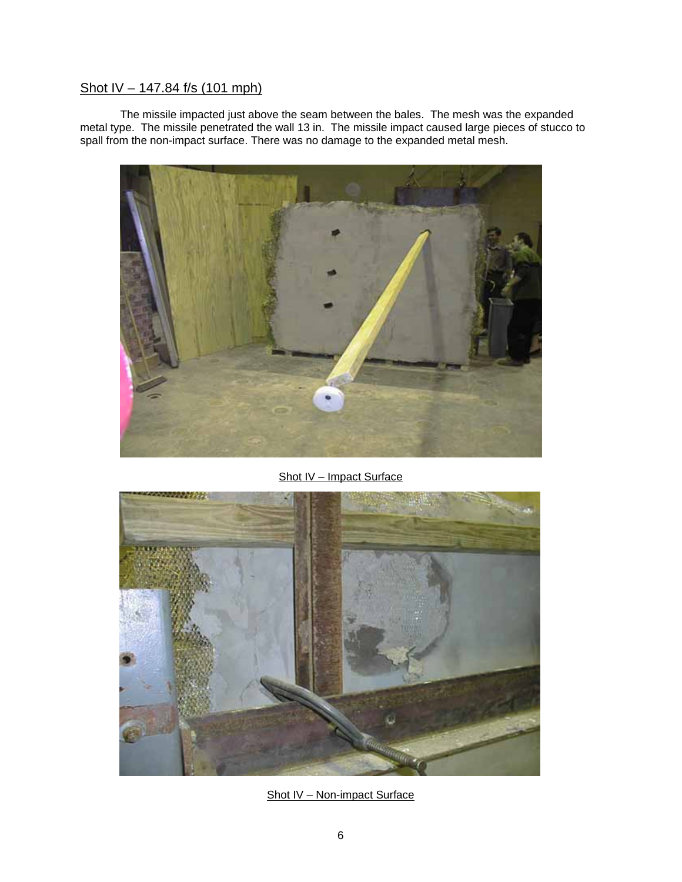## Shot IV – 147.84 f/s (101 mph)

The missile impacted just above the seam between the bales. The mesh was the expanded metal type. The missile penetrated the wall 13 in. The missile impact caused large pieces of stucco to spall from the non-impact surface. There was no damage to the expanded metal mesh.

Shot IV – Impact Surface

Shot IV – Non-impact Surface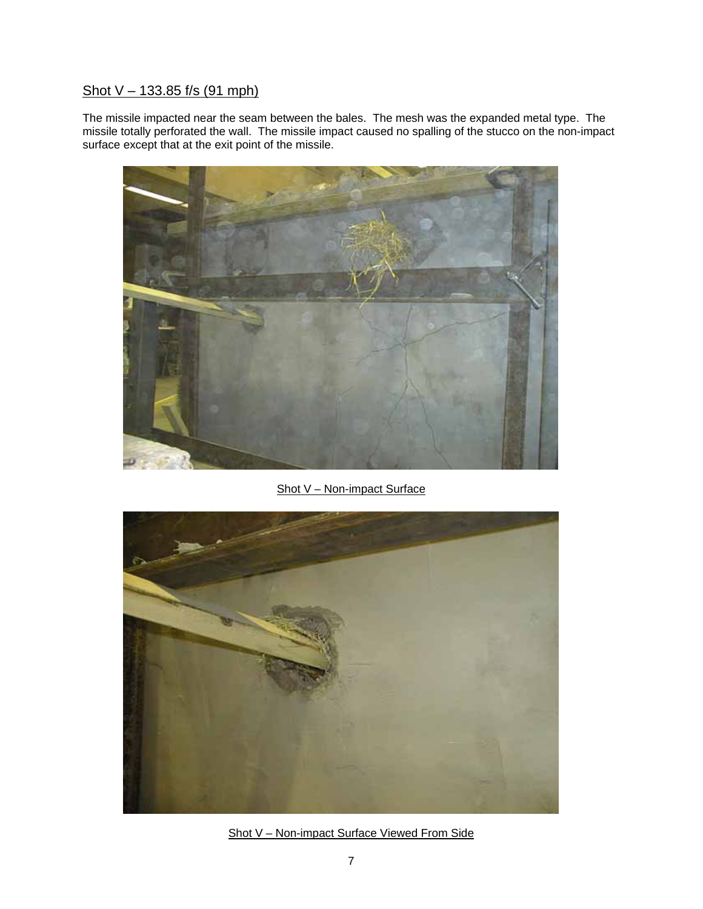## Shot V – 133.85 f/s (91 mph)

The missile impacted near the seam between the bales. The mesh was the expanded metal type. The missile totally perforated the wall. The missile impact caused no spalling of the stucco on the non-impact surface except that at the exit point of the missile.

Shot V – Non-impact Surface

Shot V – Non-impact Surface Viewed From Side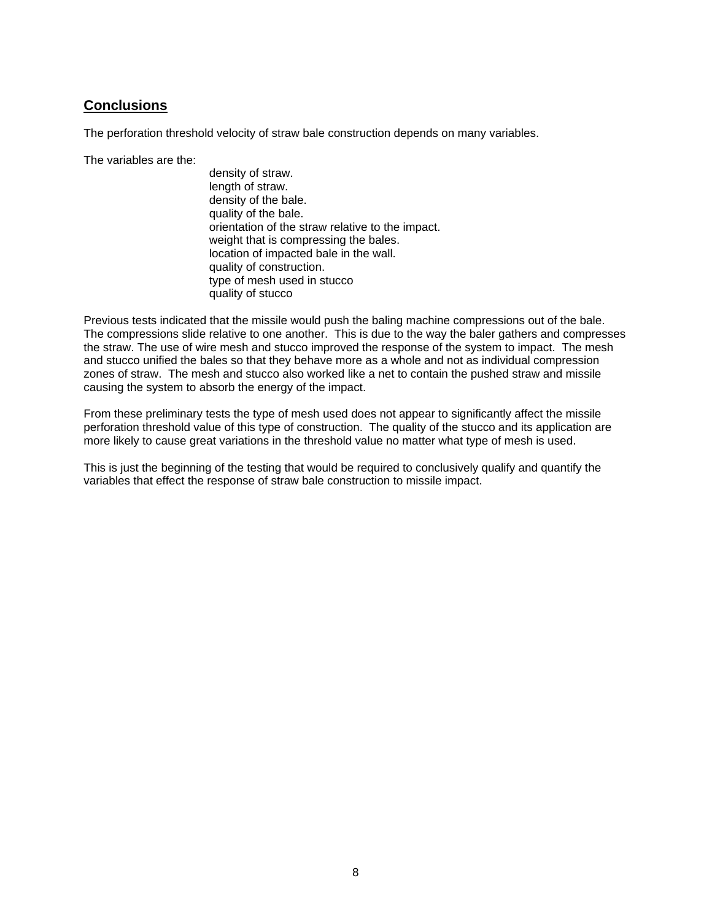## Conclusions

The perforation threshold velocity of straw bale construction depends on many variables.

The variables are the:

- density of straw.
- length of straw.
- density of the bale.
- quality of the bale.
- orientation of the straw relative to the impact.
- weight that is compressing the bales.
- location of impacted bale in the wall.
- quality of construction.
- type of mesh used in stucco
- quality of stucco

Previous tests indicated that the missile would push the baling machine compressions out of the bale. The compressions slide relative to one another. This is due to the way the baler gathers and compresses the straw. The use of wire mesh and stucco improved the response of the system to impact. The mesh and stucco unified the bales so that they behave more as a whole and not as individual compression zones of straw. The mesh and stucco also worked like a net to contain the pushed straw and missile causing the system to absorb the energy of the impact.

From these preliminary tests the type of mesh used does not appear to significantly affect the missile perforation threshold value of this type of construction. The quality of the stucco and its application are more likely to cause great variations in the threshold value no matter what type of mesh is used.

This is just the beginning of the testing that would be required to conclusively qualify and quantify the variables that effect the response of straw bale construction to missile impact.